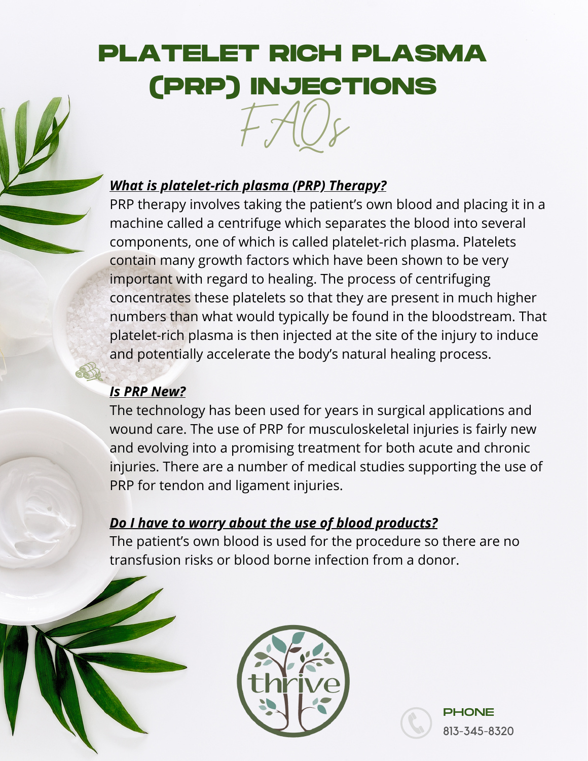# PLATELET RICH PLASMA (PRP) INJECTIONS

## FAQs

***What is platelet-rich plasma (PRP) Therapy?***

PRP therapy involves taking the patient's own blood and placing it in a machine called a centrifuge which separates the blood into several components, one of which is called platelet-rich plasma. Platelets contain many growth factors which have been shown to be very important with regard to healing. The process of centrifuging concentrates these platelets so that they are present in much higher numbers than what would typically be found in the bloodstream. That platelet-rich plasma is then injected at the site of the injury to induce and potentially accelerate the body's natural healing process.

***Is PRP New?***

The technology has been used for years in surgical applications and wound care. The use of PRP for musculoskeletal injuries is fairly new and evolving into a promising treatment for both acute and chronic injuries. There are a number of medical studies supporting the use of PRP for tendon and ligament injuries.

***Do I have to worry about the use of blood products?***

The patient's own blood is used for the procedure so there are no transfusion risks or blood borne infection from a donor.

thrive

**PHONE**
813-345-8320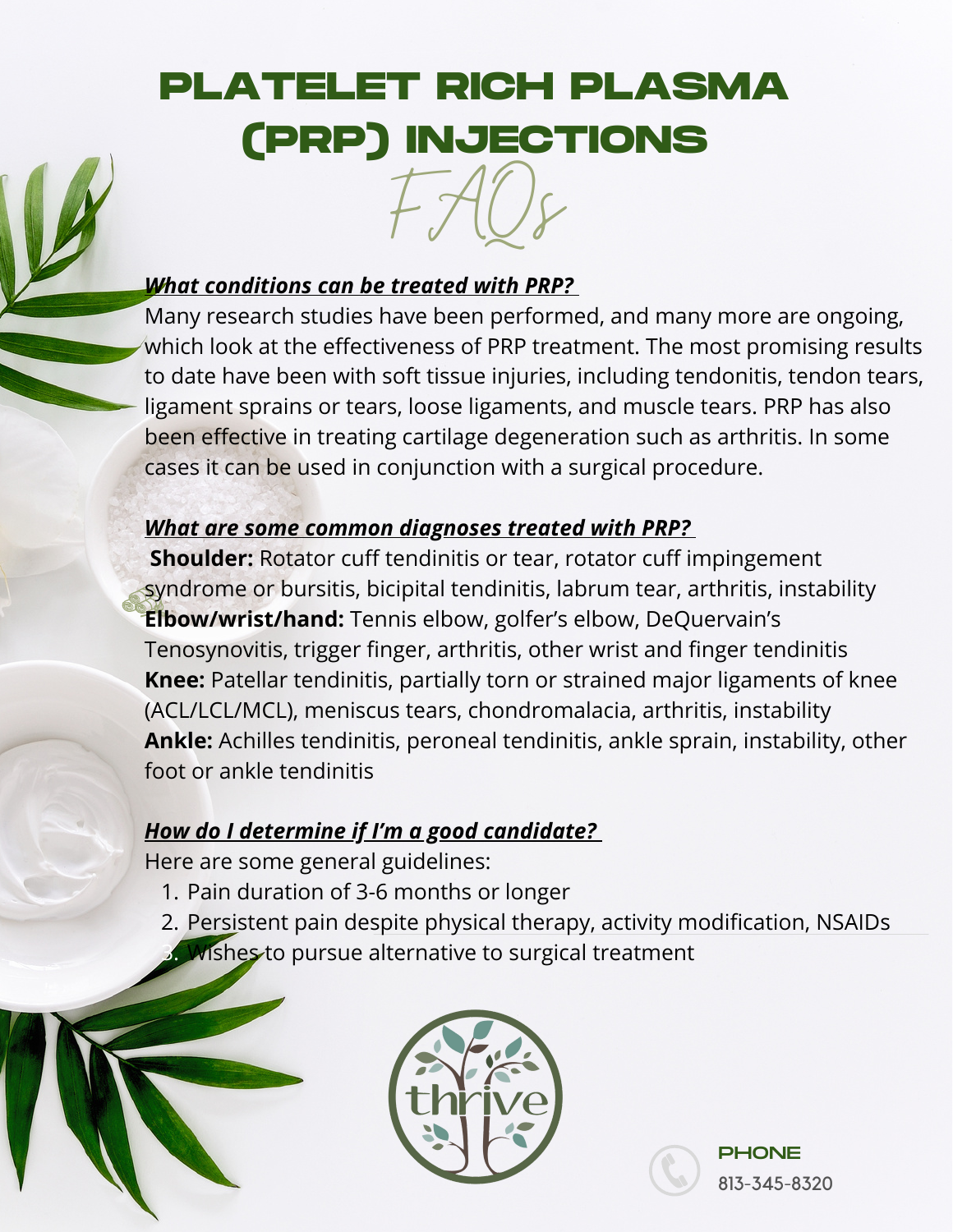# PLATELET RICH PLASMA (PRP) INJECTIONS

## FAQs

***What conditions can be treated with PRP?***

Many research studies have been performed, and many more are ongoing, which look at the effectiveness of PRP treatment. The most promising results to date have been with soft tissue injuries, including tendonitis, tendon tears, ligament sprains or tears, loose ligaments, and muscle tears. PRP has also been effective in treating cartilage degeneration such as arthritis. In some cases it can be used in conjunction with a surgical procedure.

***What are some common diagnoses treated with PRP?***

**Shoulder:** Rotator cuff tendinitis or tear, rotator cuff impingement syndrome or bursitis, bicipital tendinitis, labrum tear, arthritis, instability
**Elbow/wrist/hand:** Tennis elbow, golfer's elbow, DeQuervain's Tenosynovitis, trigger finger, arthritis, other wrist and finger tendinitis
**Knee:** Patellar tendinitis, partially torn or strained major ligaments of knee (ACL/LCL/MCL), meniscus tears, chondromalacia, arthritis, instability
**Ankle:** Achilles tendinitis, peroneal tendinitis, ankle sprain, instability, other foot or ankle tendinitis

***How do I determine if I'm a good candidate?***

Here are some general guidelines:

1. Pain duration of 3-6 months or longer
2. Persistent pain despite physical therapy, activity modification, NSAIDs
3. Wishes to pursue alternative to surgical treatment

thrive

PHONE
813-345-8320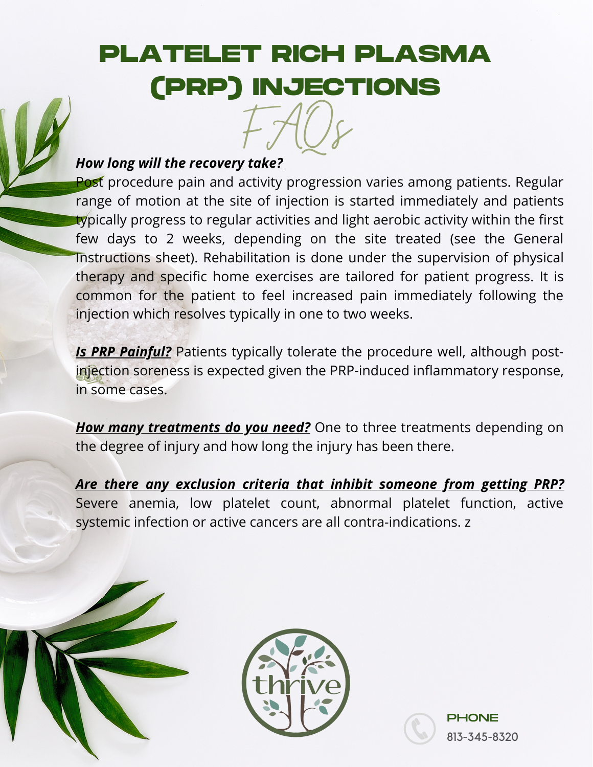# PLATELET RICH PLASMA (PRP) INJECTIONS

## FAQs

***How long will the recovery take?***

Post procedure pain and activity progression varies among patients. Regular range of motion at the site of injection is started immediately and patients typically progress to regular activities and light aerobic activity within the first few days to 2 weeks, depending on the site treated (see the General Instructions sheet). Rehabilitation is done under the supervision of physical therapy and specific home exercises are tailored for patient progress. It is common for the patient to feel increased pain immediately following the injection which resolves typically in one to two weeks.

***Is PRP Painful?*** Patients typically tolerate the procedure well, although post-injection soreness is expected given the PRP-induced inflammatory response, in some cases.

***How many treatments do you need?*** One to three treatments depending on the degree of injury and how long the injury has been there.

***Are there any exclusion criteria that inhibit someone from getting PRP?*** Severe anemia, low platelet count, abnormal platelet function, active systemic infection or active cancers are all contra-indications. z

thrive

PHONE
813-345-8320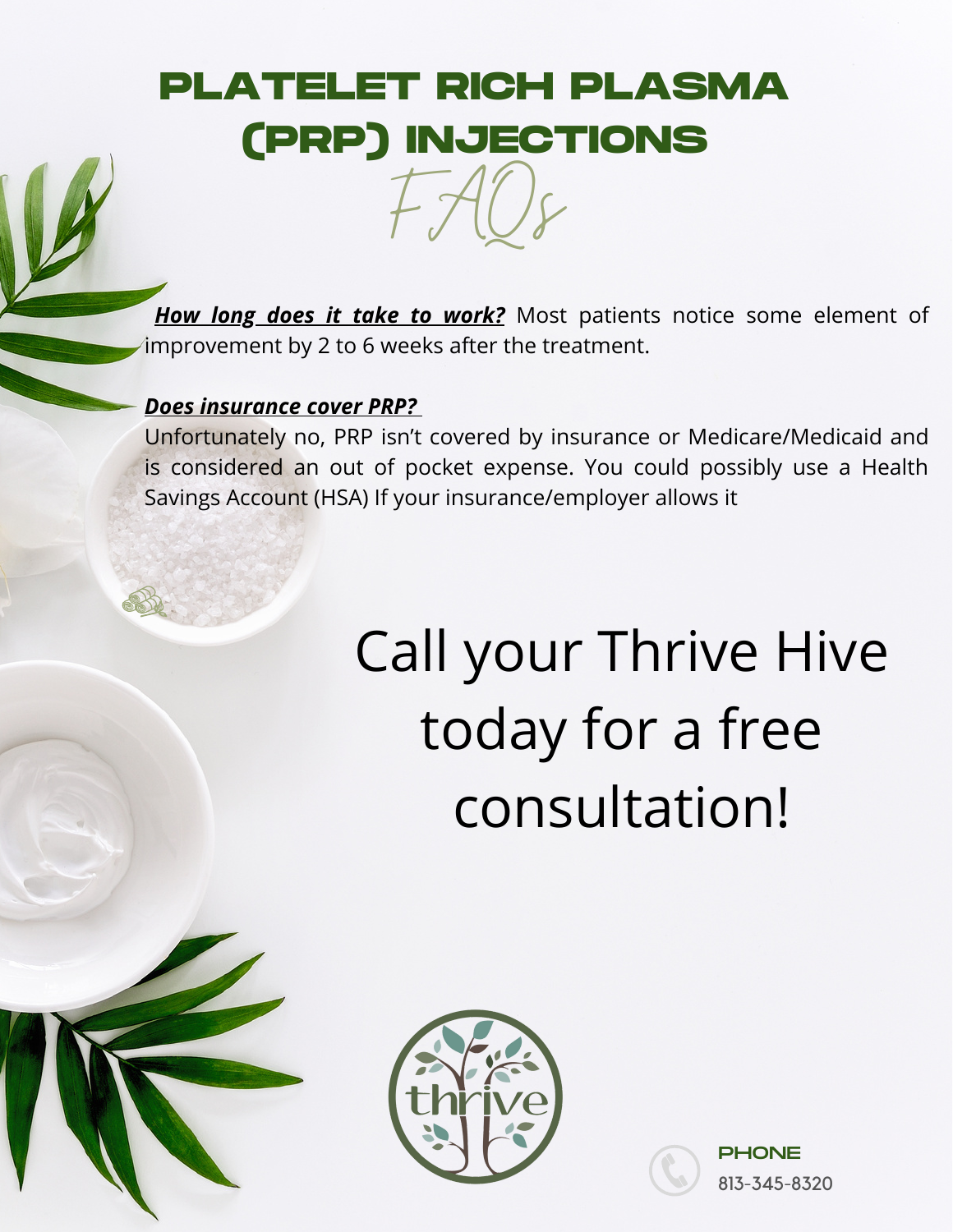# PLATELET RICH PLASMA (PRP) INJECTIONS

## FAQs

***How long does it take to work?*** Most patients notice some element of improvement by 2 to 6 weeks after the treatment.

***Does insurance cover PRP?***

Unfortunately no, PRP isn't covered by insurance or Medicare/Medicaid and is considered an out of pocket expense. You could possibly use a Health Savings Account (HSA) If your insurance/employer allows it

Call your Thrive Hive today for a free consultation!

thrive

**PHONE**

813-345-8320